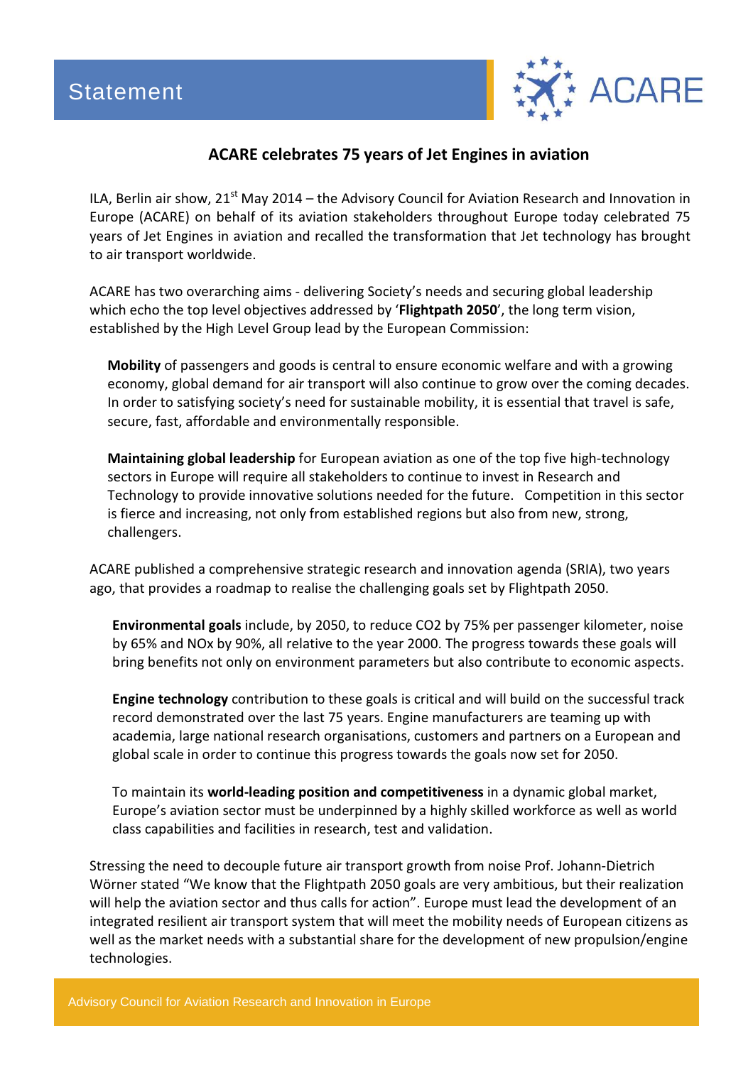Statement

ACARE

# ACARE celebrates 75 years of Jet Engines in aviation

ILA, Berlin air show, 21st May 2014 – the Advisory Council for Aviation Research and Innovation in Europe (ACARE) on behalf of its aviation stakeholders throughout Europe today celebrated 75 years of Jet Engines in aviation and recalled the transformation that Jet technology has brought to air transport worldwide.

ACARE has two overarching aims - delivering Society's needs and securing global leadership which echo the top level objectives addressed by '**Flightpath 2050**', the long term vision, established by the High Level Group lead by the European Commission:

> **Mobility** of passengers and goods is central to ensure economic welfare and with a growing economy, global demand for air transport will also continue to grow over the coming decades. In order to satisfying society's need for sustainable mobility, it is essential that travel is safe, secure, fast, affordable and environmentally responsible.
>
> **Maintaining global leadership** for European aviation as one of the top five high-technology sectors in Europe will require all stakeholders to continue to invest in Research and Technology to provide innovative solutions needed for the future. Competition in this sector is fierce and increasing, not only from established regions but also from new, strong, challengers.

ACARE published a comprehensive strategic research and innovation agenda (SRIA), two years ago, that provides a roadmap to realise the challenging goals set by Flightpath 2050.

> **Environmental goals** include, by 2050, to reduce $CO_2$ by 75% per passenger kilometer, noise by 65% and $NO_x$ by 90%, all relative to the year 2000. The progress towards these goals will bring benefits not only on environment parameters but also contribute to economic aspects.
>
> **Engine technology** contribution to these goals is critical and will build on the successful track record demonstrated over the last 75 years. Engine manufacturers are teaming up with academia, large national research organisations, customers and partners on a European and global scale in order to continue this progress towards the goals now set for 2050.
>
> To maintain its **world-leading position and competitiveness** in a dynamic global market, Europe's aviation sector must be underpinned by a highly skilled workforce as well as world class capabilities and facilities in research, test and validation.

Stressing the need to decouple future air transport growth from noise Prof. Johann-Dietrich Wörner stated "We know that the Flightpath 2050 goals are very ambitious, but their realization will help the aviation sector and thus calls for action". Europe must lead the development of an integrated resilient air transport system that will meet the mobility needs of European citizens as well as the market needs with a substantial share for the development of new propulsion/engine technologies.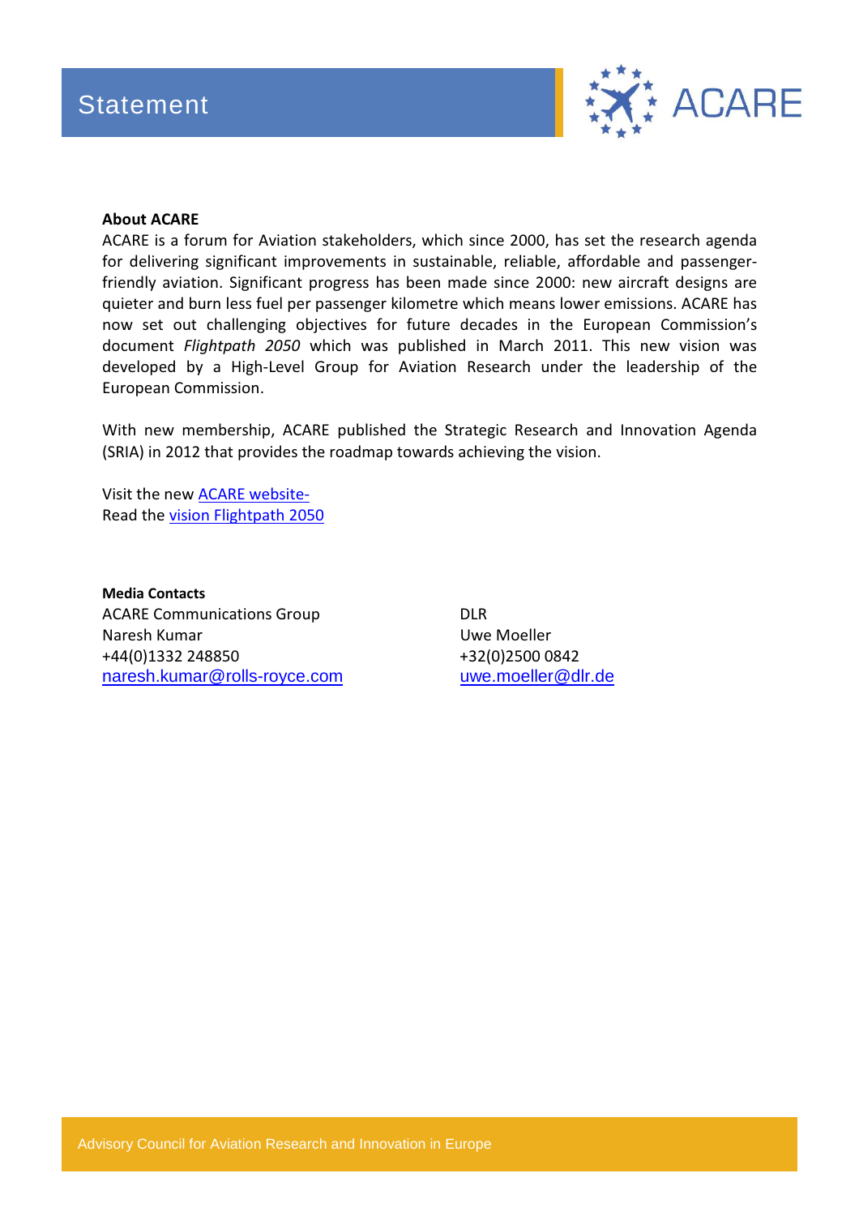**About ACARE**

ACARE is a forum for Aviation stakeholders, which since 2000, has set the research agenda for delivering significant improvements in sustainable, reliable, affordable and passenger-friendly aviation. Significant progress has been made since 2000: new aircraft designs are quieter and burn less fuel per passenger kilometre which means lower emissions. ACARE has now set out challenging objectives for future decades in the European Commission's document *Flightpath 2050* which was published in March 2011. This new vision was developed by a High-Level Group for Aviation Research under the leadership of the European Commission.

With new membership, ACARE published the Strategic Research and Innovation Agenda (SRIA) in 2012 that provides the roadmap towards achieving the vision.

Visit the new ACARE website-
Read the vision Flightpath 2050

**Media Contacts**

ACARE Communications Group
Naresh Kumar
+44(0)1332 248850
naresh.kumar@rolls-royce.com

DLR
Uwe Moeller
+32(0)2500 0842
uwe.moeller@dlr.de